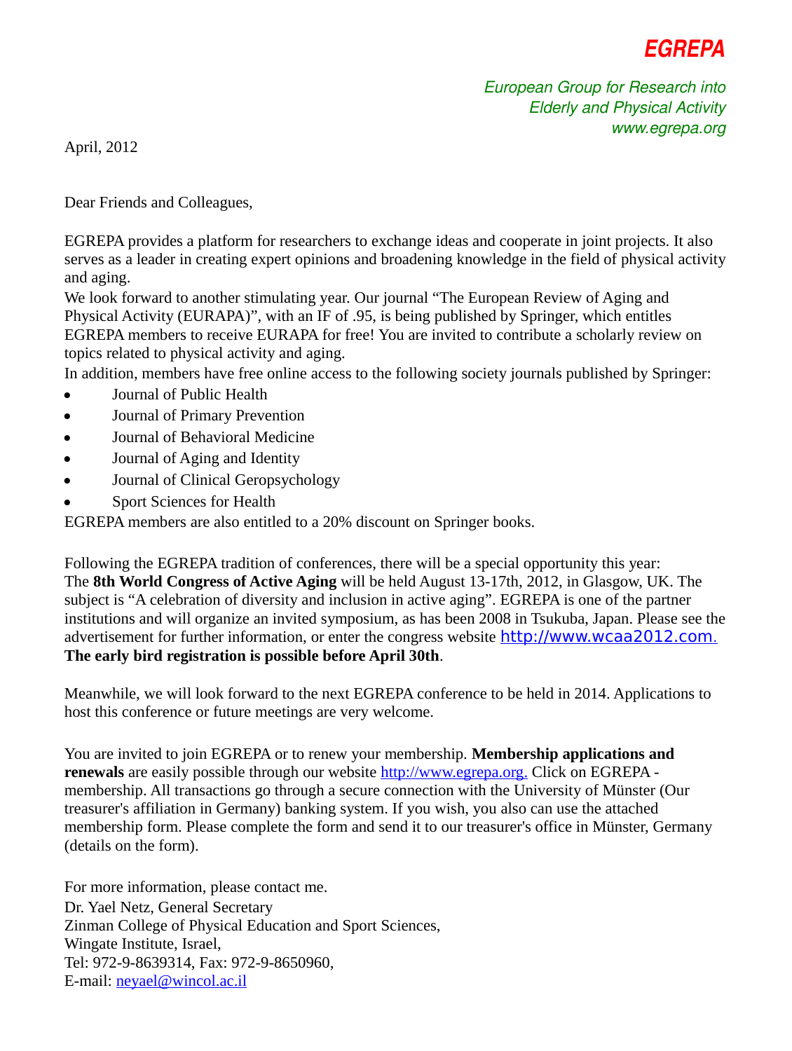# EGREPA

*European Group for Research into Elderly and Physical Activity*
*www.egrepa.org*

April, 2012

Dear Friends and Colleagues,

EGREPA provides a platform for researchers to exchange ideas and cooperate in joint projects. It also serves as a leader in creating expert opinions and broadening knowledge in the field of physical activity and aging.

We look forward to another stimulating year. Our journal “The European Review of Aging and Physical Activity (EURAPA)”, with an IF of .95, is being published by Springer, which entitles EGREPA members to receive EURAPA for free! You are invited to contribute a scholarly review on topics related to physical activity and aging.

In addition, members have free online access to the following society journals published by Springer:

- Journal of Public Health
- Journal of Primary Prevention
- Journal of Behavioral Medicine
- Journal of Aging and Identity
- Journal of Clinical Geropsychology
- Sport Sciences for Health

EGREPA members are also entitled to a 20% discount on Springer books.

Following the EGREPA tradition of conferences, there will be a special opportunity this year: The **8th World Congress of Active Aging** will be held August 13-17th, 2012, in Glasgow, UK. The subject is “A celebration of diversity and inclusion in active aging”. EGREPA is one of the partner institutions and will organize an invited symposium, as has been 2008 in Tsukuba, Japan. Please see the advertisement for further information, or enter the congress website http://www.wcaa2012.com. **The early bird registration is possible before April 30th**.

Meanwhile, we will look forward to the next EGREPA conference to be held in 2014. Applications to host this conference or future meetings are very welcome.

You are invited to join EGREPA or to renew your membership. **Membership applications and renewals** are easily possible through our website http://www.egrepa.org. Click on EGREPA - membership. All transactions go through a secure connection with the University of Münster (Our treasurer's affiliation in Germany) banking system. If you wish, you also can use the attached membership form. Please complete the form and send it to our treasurer's office in Münster, Germany (details on the form).

For more information, please contact me.
Dr. Yael Netz, General Secretary
Zinman College of Physical Education and Sport Sciences,
Wingate Institute, Israel,
Tel: 972-9-8639314, Fax: 972-9-8650960,
E-mail: neyael@wincol.ac.il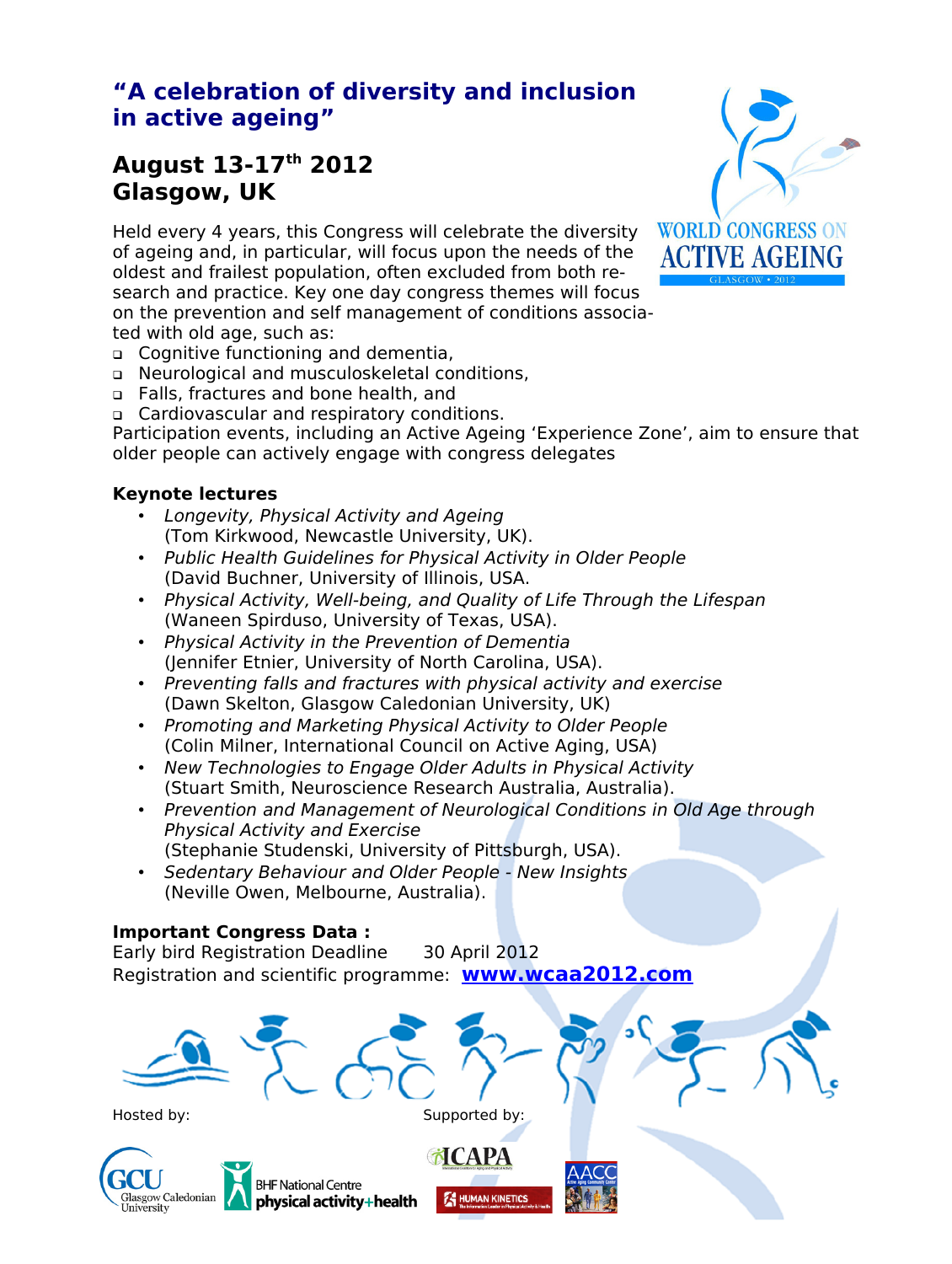## "A celebration of diversity and inclusion in active ageing"

## August 13-17th 2012
## Glasgow, UK

WORLD CONGRESS ON ACTIVE AGEING
GLASGOW • 2012

Held every 4 years, this Congress will celebrate the diversity of ageing and, in particular, will focus upon the needs of the oldest and frailest population, often excluded from both research and practice. Key one day congress themes will focus on the prevention and self management of conditions associated with old age, such as:

- Cognitive functioning and dementia,
- Neurological and musculoskeletal conditions,
- Falls, fractures and bone health, and
- Cardiovascular and respiratory conditions.

Participation events, including an Active Ageing 'Experience Zone', aim to ensure that older people can actively engage with congress delegates

**Keynote lectures**

- *Longevity, Physical Activity and Ageing*
  (Tom Kirkwood, Newcastle University, UK).
- *Public Health Guidelines for Physical Activity in Older People*
  (David Buchner, University of Illinois, USA.
- *Physical Activity, Well-being, and Quality of Life Through the Lifespan*
  (Waneen Spirduso, University of Texas, USA).
- *Physical Activity in the Prevention of Dementia*
  (Jennifer Etnier, University of North Carolina, USA).
- *Preventing falls and fractures with physical activity and exercise*
  (Dawn Skelton, Glasgow Caledonian University, UK)
- *Promoting and Marketing Physical Activity to Older People*
  (Colin Milner, International Council on Active Aging, USA)
- *New Technologies to Engage Older Adults in Physical Activity*
  (Stuart Smith, Neuroscience Research Australia, Australia).
- *Prevention and Management of Neurological Conditions in Old Age through Physical Activity and Exercise*
  (Stephanie Studenski, University of Pittsburgh, USA).
- *Sedentary Behaviour and Older People - New Insights*
  (Neville Owen, Melbourne, Australia).

**Important Congress Data :**

Early bird Registration Deadline 30 April 2012

Registration and scientific programme: **www.wcaa2012.com**

Hosted by:

GCU Glasgow Caledonian University

BHF National Centre physical activity+health

Supported by:

ICAPA

HUMAN KINETICS

AACC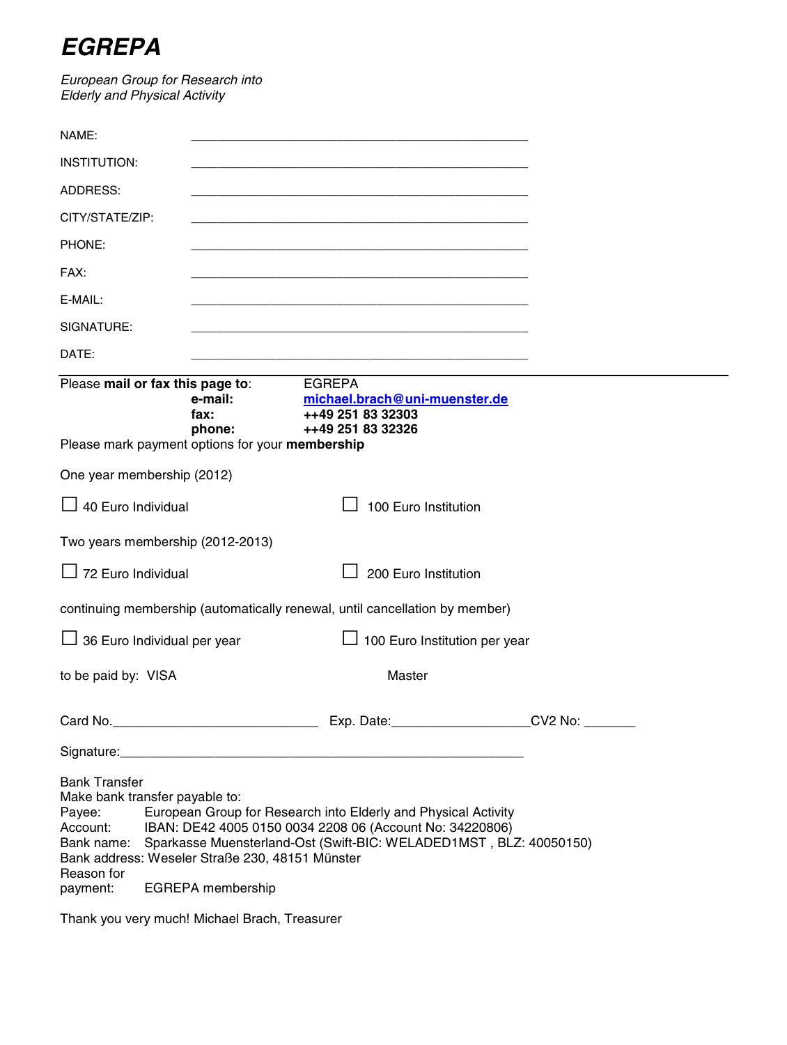# *EGREPA*

*European Group for Research into Elderly and Physical Activity*

NAME: ____________________________________________

INSTITUTION: ____________________________________________

ADDRESS: ____________________________________________

CITY/STATE/ZIP: ____________________________________________

PHONE: ____________________________________________

FAX: ____________________________________________

E-MAIL: ____________________________________________

SIGNATURE: ____________________________________________

DATE: ____________________________________________

---

Please **mail or fax this page to**: EGREPA

**e-mail:** **michael.brach@uni-muenster.de**

**fax:** **++49 251 83 32303**

**phone:** **++49 251 83 32326**

Please mark payment options for your **membership**

One year membership (2012)

☐ 40 Euro Individual ☐ 100 Euro Institution

Two years membership (2012-2013)

☐ 72 Euro Individual ☐ 200 Euro Institution

continuing membership (automatically renewal, until cancellation by member)

☐ 36 Euro Individual per year ☐ 100 Euro Institution per year

to be paid by: VISA Master

Card No.____________________________ Exp. Date:__________________CV2 No: _______

Signature:_______________________________________________________

Bank Transfer
Make bank transfer payable to:
Payee: European Group for Research into Elderly and Physical Activity
Account: IBAN: DE42 4005 0150 0034 2208 06 (Account No: 34220806)
Bank name: Sparkasse Muensterland-Ost (Swift-BIC: WELADED1MST , BLZ: 40050150)
Bank address: Weseler Straße 230, 48151 Münster
Reason for payment: EGREPA membership

Thank you very much! Michael Brach, Treasurer